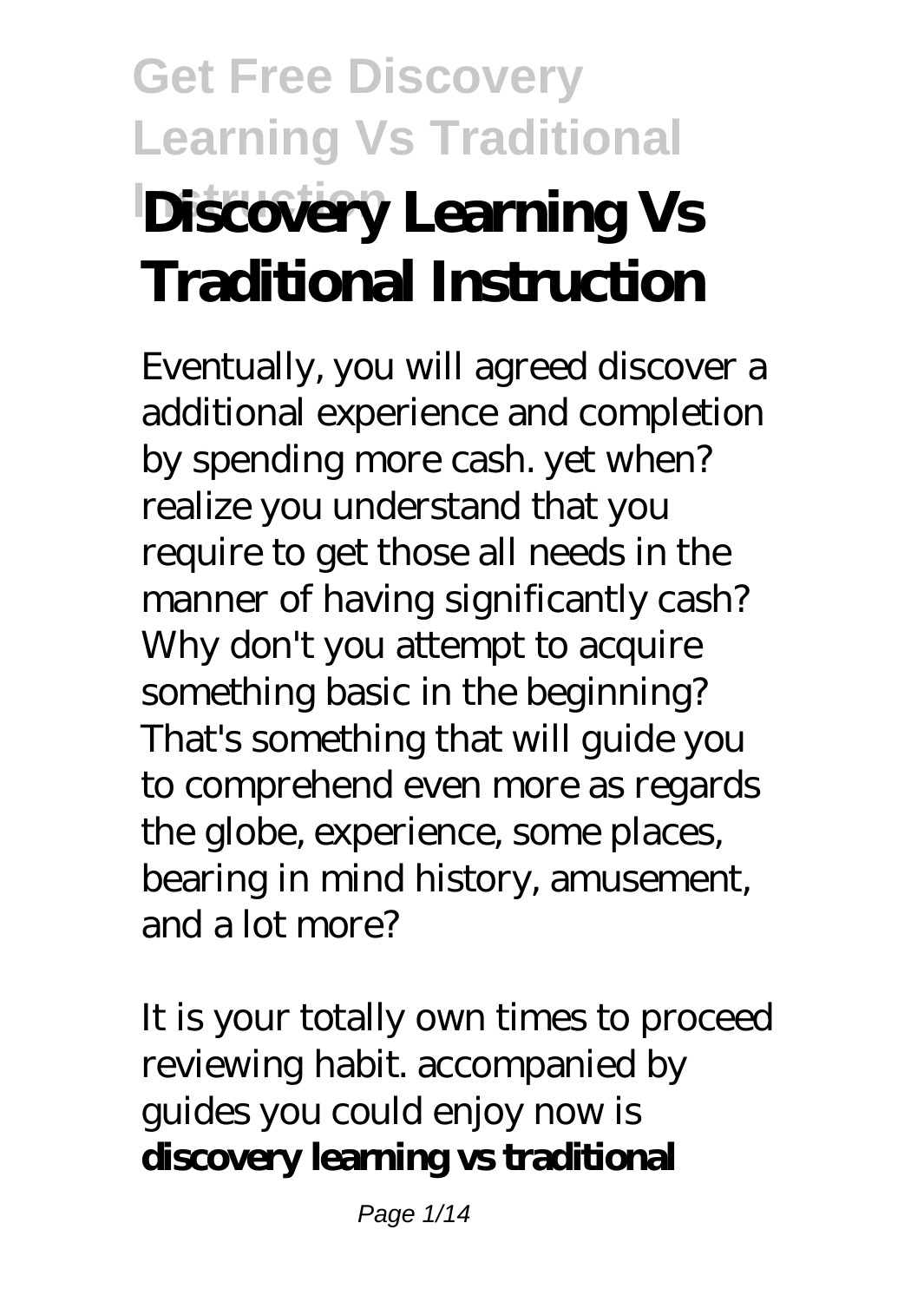# Get Free Discovery Learning Vs Traditional Instruction

# Discovery Learning Vs Traditional Instruction

Eventually, you will agreed discover a additional experience and completion by spending more cash. yet when? realize you understand that you require to get those all needs in the manner of having significantly cash? Why don't you attempt to acquire something basic in the beginning? That's something that will guide you to comprehend even more as regards the globe, experience, some places, bearing in mind history, amusement, and a lot more?

It is your totally own times to proceed reviewing habit. accompanied by guides you could enjoy now is **discovery learning vs traditional**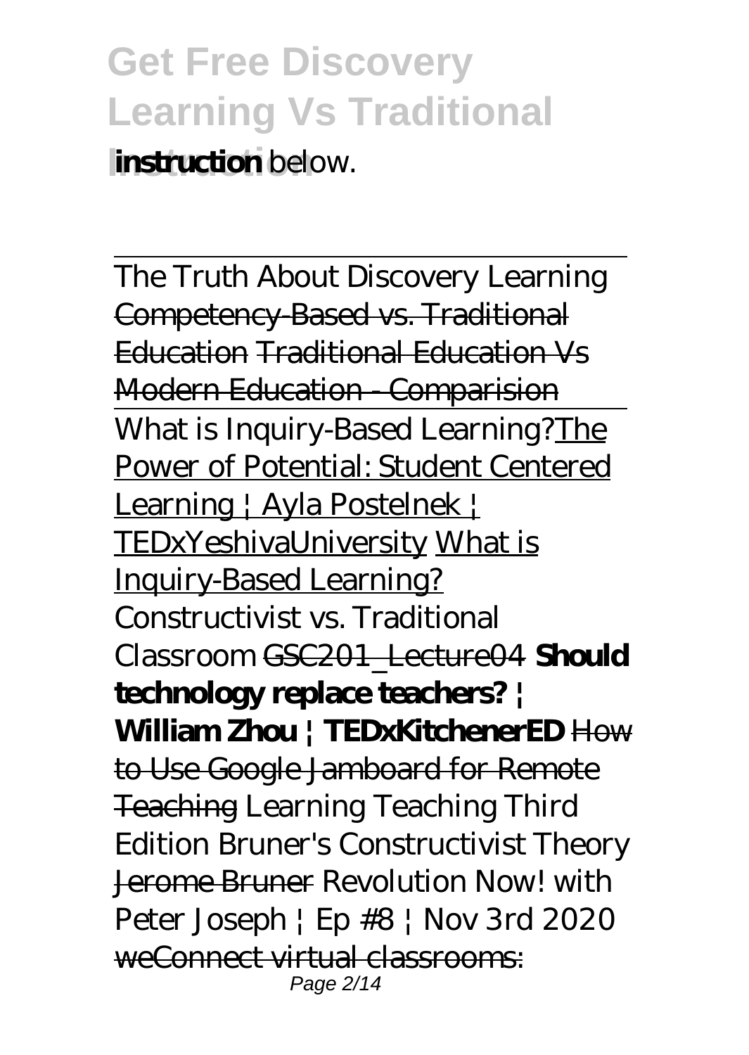**instruction** below.

---

The Truth About Discovery Learning ~~Competency-Based vs. Traditional Education~~ ~~Traditional Education Vs Modern Education - Comparision~~

What is Inquiry-Based Learning?The Power of Potential: Student Centered Learning | Ayla Postelnek | TEDxYeshivaUniversity What is Inquiry-Based Learning? *Constructivist vs. Traditional Classroom* ~~GSC201_Lecture04~~ **Should technology replace teachers? | William Zhou | TEDxKitchenerED** ~~How to Use Google Jamboard for Remote Teaching~~ *Learning Teaching Third Edition* *Bruner's Constructivist Theory* ~~Jerome Bruner~~ *Revolution Now! with Peter Joseph | Ep #8 | Nov 3rd 2020* ~~weConnect virtual classrooms:~~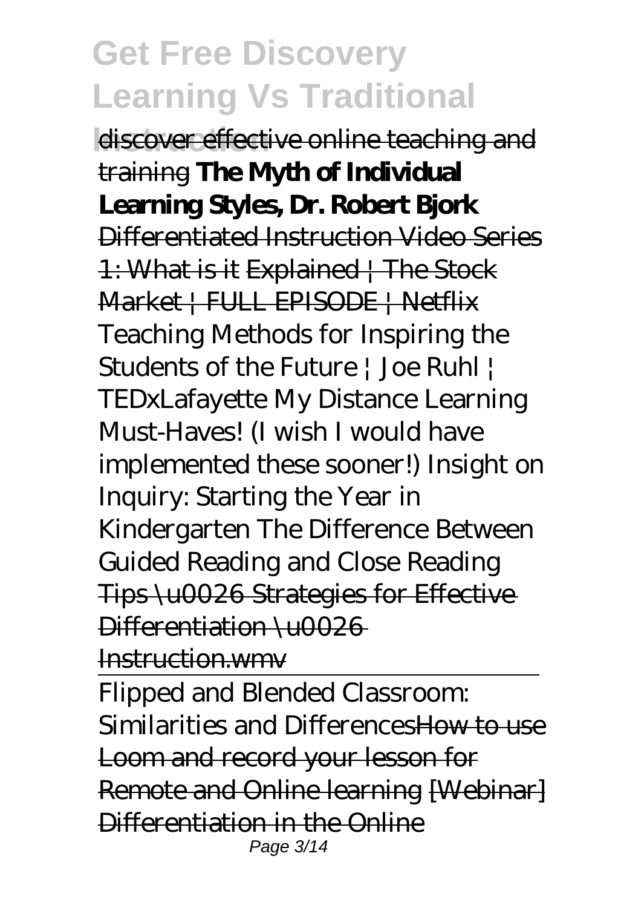discover effective online teaching and training **The Myth of Individual Learning Styles, Dr. Robert Bjork** Differentiated Instruction Video Series 1: What is it Explained | The Stock Market | FULL EPISODE | Netflix *Teaching Methods for Inspiring the Students of the Future | Joe Ruhl | TEDxLafayette My Distance Learning Must-Haves! (I wish I would have implemented these sooner!) Insight on Inquiry: Starting the Year in Kindergarten The Difference Between Guided Reading and Close Reading* Tips \u0026 Strategies for Effective Differentiation \u0026 Instruction.wmv

*Flipped and Blended Classroom: Similarities and Differences*How to use Loom and record your lesson for Remote and Online learning [Webinar] Differentiation in the Online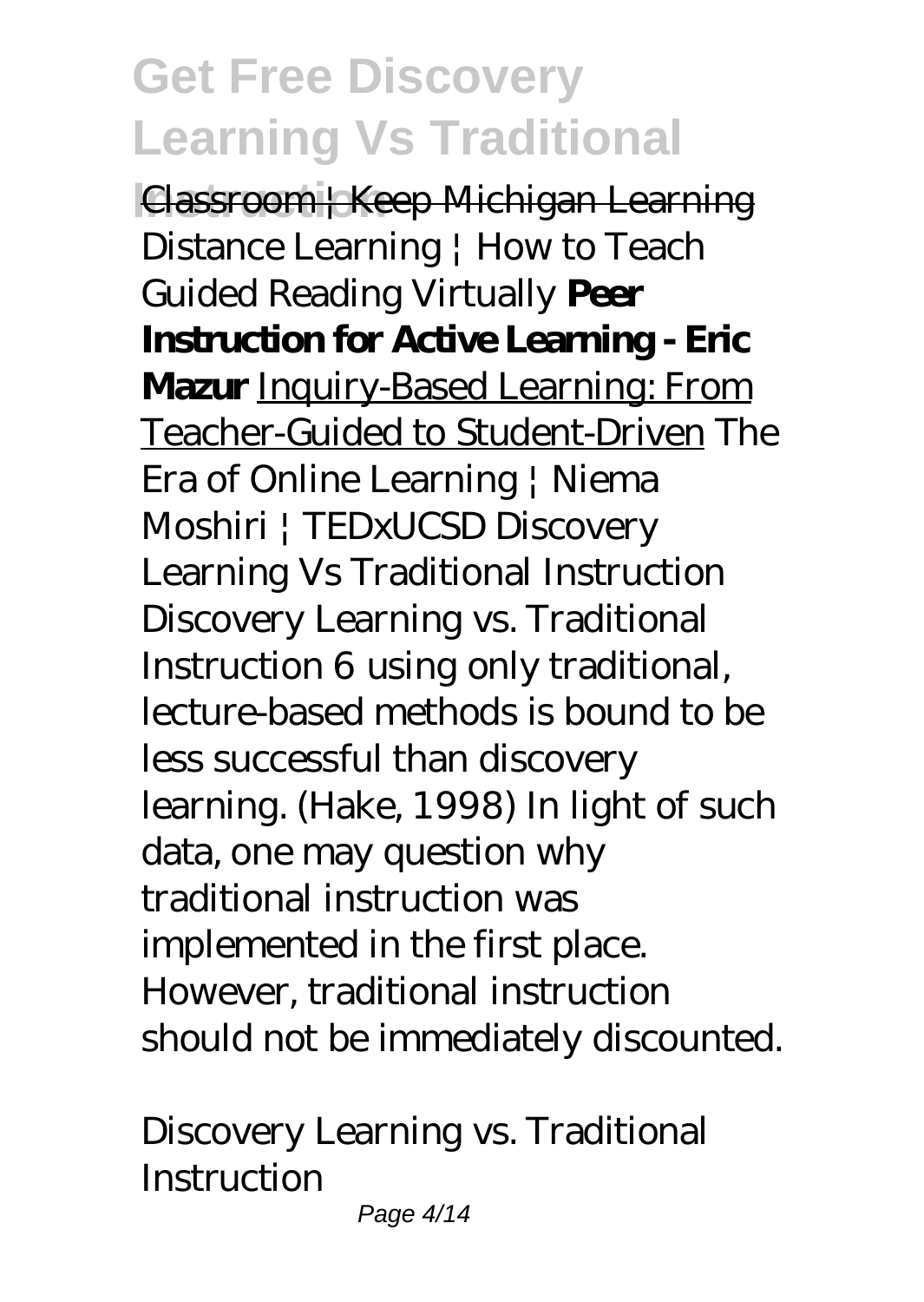Classroom | Keep Michigan Learning *Distance Learning | How to Teach Guided Reading Virtually* **Peer Instruction for Active Learning - Eric Mazur** Inquiry-Based Learning: From Teacher-Guided to Student-Driven *The Era of Online Learning | Niema Moshiri | TEDxUCSD* Discovery Learning Vs Traditional Instruction
Discovery Learning vs. Traditional Instruction 6 using only traditional, lecture-based methods is bound to be less successful than discovery learning. (Hake, 1998) In light of such data, one may question why traditional instruction was implemented in the first place. However, traditional instruction should not be immediately discounted.

*Discovery Learning vs. Traditional Instruction*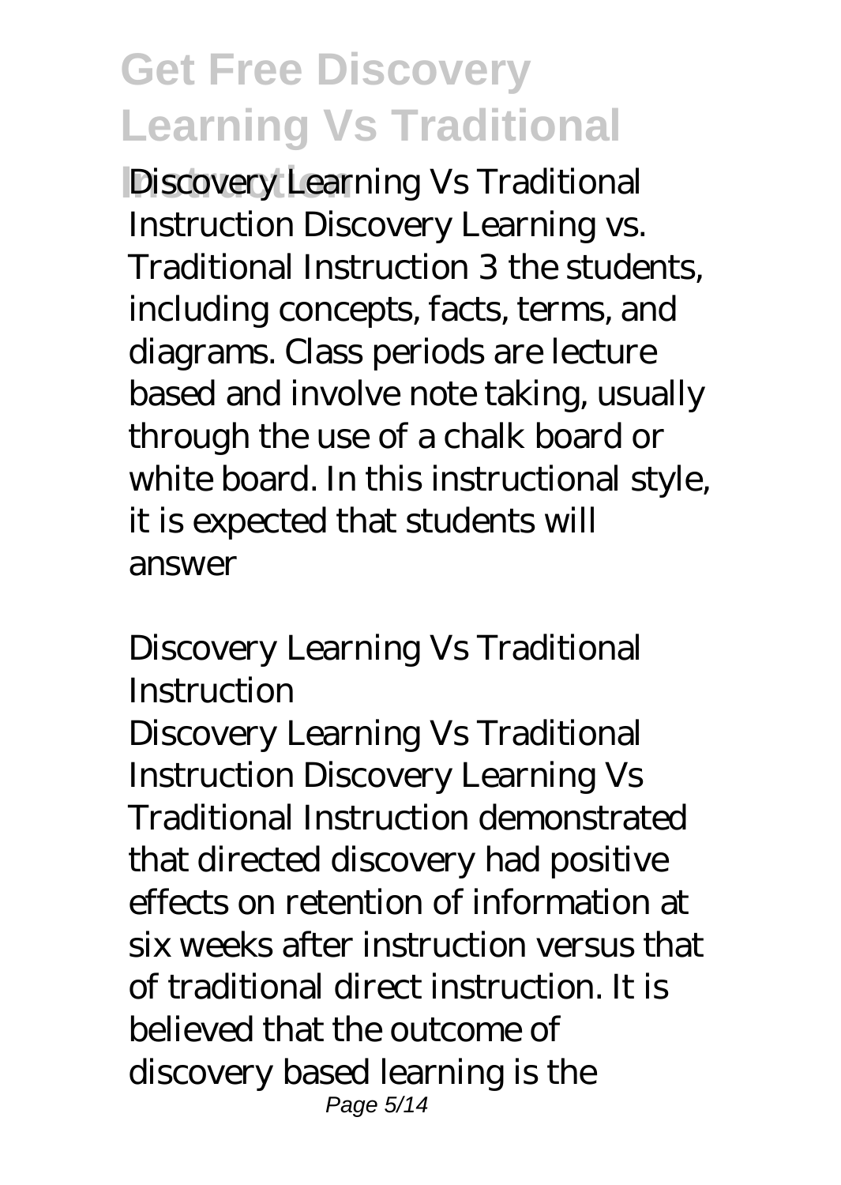Discovery Learning Vs Traditional Instruction Discovery Learning vs. Traditional Instruction 3 the students, including concepts, facts, terms, and diagrams. Class periods are lecture based and involve note taking, usually through the use of a chalk board or white board. In this instructional style, it is expected that students will answer

### *Discovery Learning Vs Traditional Instruction*

Discovery Learning Vs Traditional Instruction Discovery Learning Vs Traditional Instruction demonstrated that directed discovery had positive effects on retention of information at six weeks after instruction versus that of traditional direct instruction. It is believed that the outcome of discovery based learning is the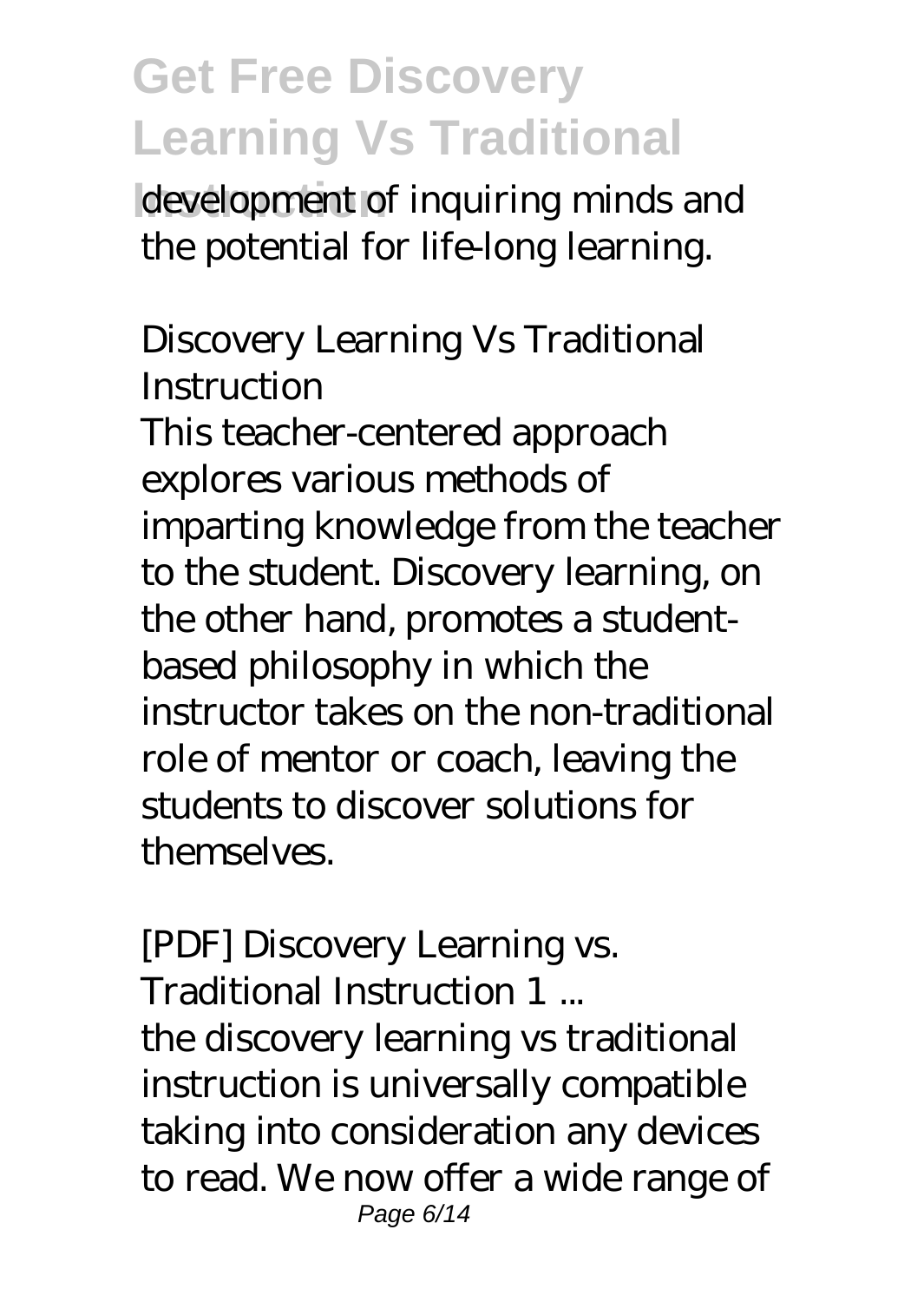development of inquiring minds and the potential for life-long learning.

*Discovery Learning Vs Traditional Instruction*

This teacher-centered approach explores various methods of imparting knowledge from the teacher to the student. Discovery learning, on the other hand, promotes a student-based philosophy in which the instructor takes on the non-traditional role of mentor or coach, leaving the students to discover solutions for themselves.

*[PDF] Discovery Learning vs. Traditional Instruction 1 ...*

the discovery learning vs traditional instruction is universally compatible taking into consideration any devices to read. We now offer a wide range of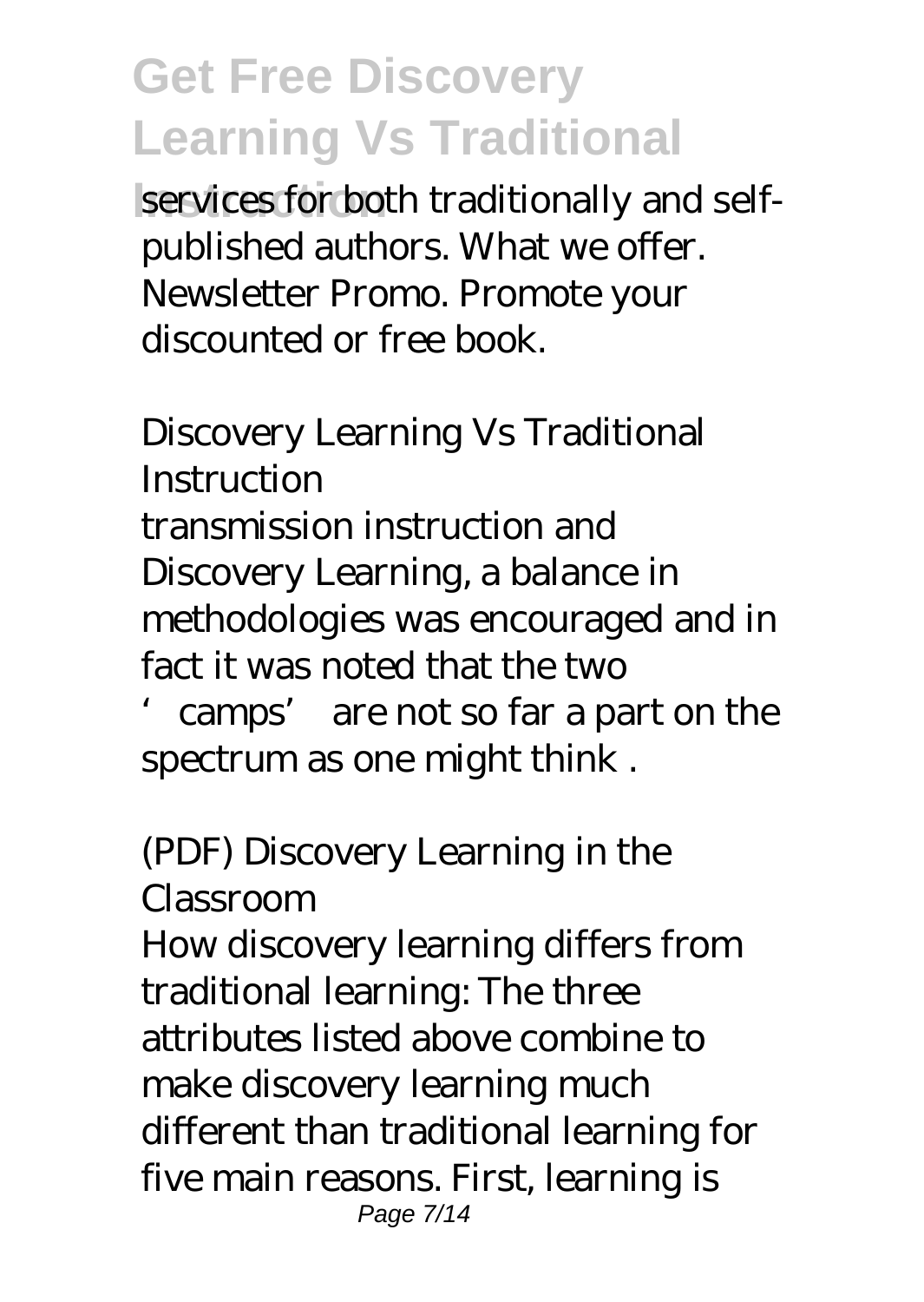services for both traditionally and self-published authors. What we offer. Newsletter Promo. Promote your discounted or free book.

## *Discovery Learning Vs Traditional Instruction*

transmission instruction and Discovery Learning, a balance in methodologies was encouraged and in fact it was noted that the two 'camps' are not so far a part on the spectrum as one might think .

## *(PDF) Discovery Learning in the Classroom*

How discovery learning differs from traditional learning: The three attributes listed above combine to make discovery learning much different than traditional learning for five main reasons. First, learning is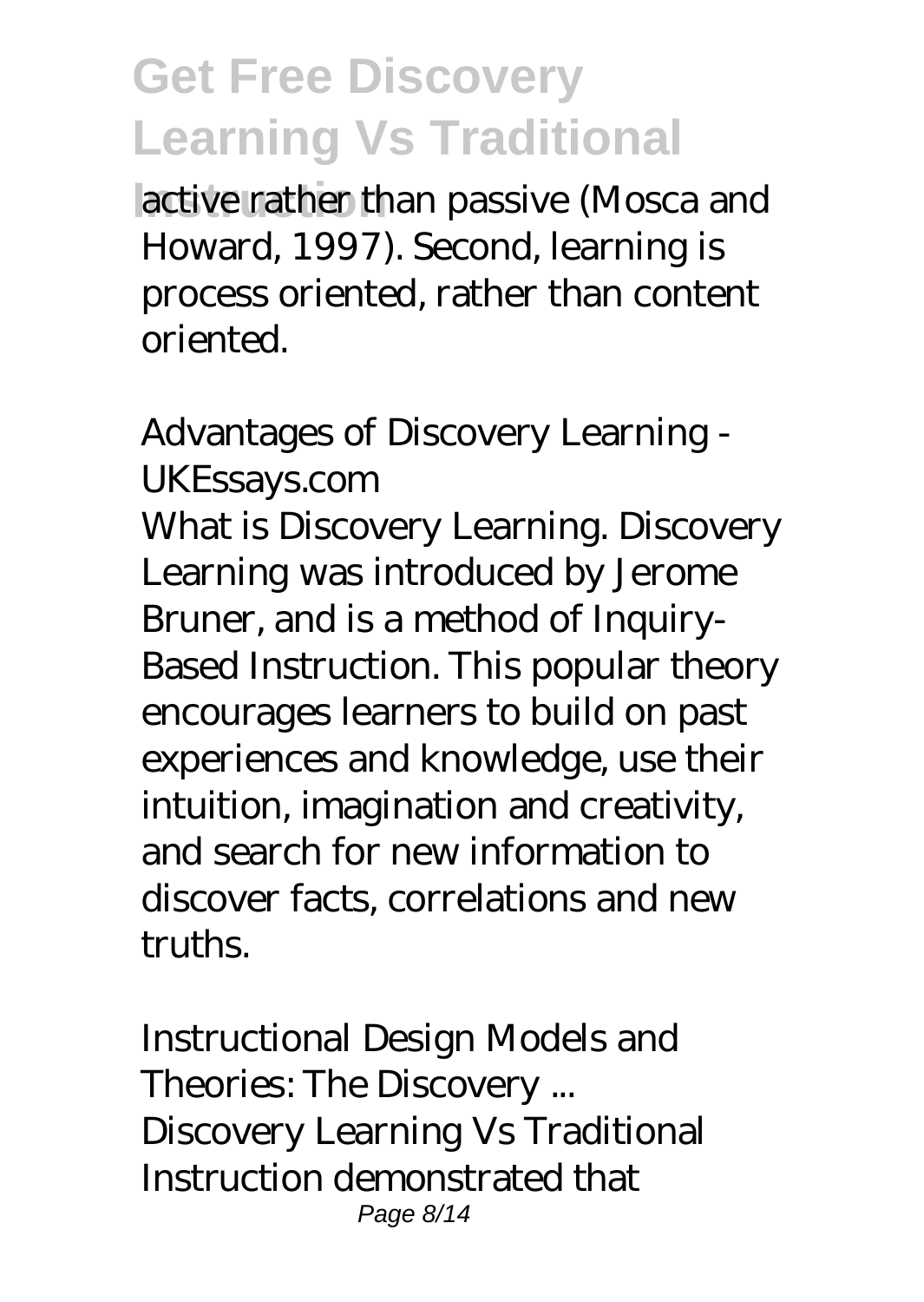active rather than passive (Mosca and Howard, 1997). Second, learning is process oriented, rather than content oriented.

*Advantages of Discovery Learning - UKEssays.com*

What is Discovery Learning. Discovery Learning was introduced by Jerome Bruner, and is a method of Inquiry-Based Instruction. This popular theory encourages learners to build on past experiences and knowledge, use their intuition, imagination and creativity, and search for new information to discover facts, correlations and new truths.

*Instructional Design Models and Theories: The Discovery ...*

Discovery Learning Vs Traditional Instruction demonstrated that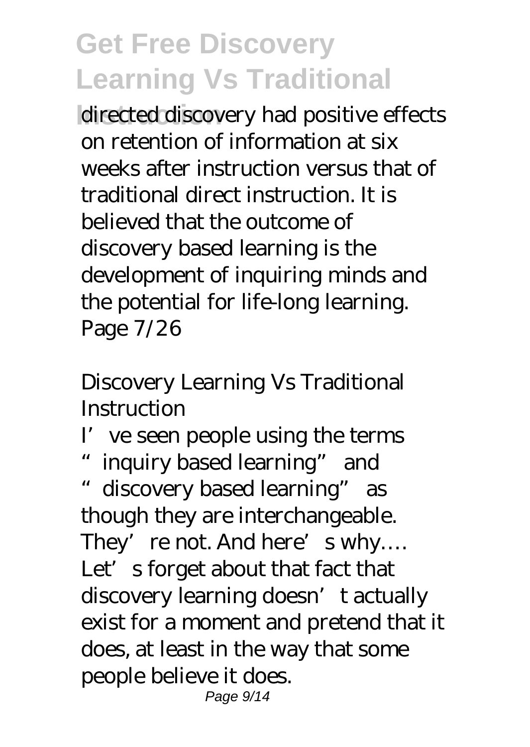directed discovery had positive effects on retention of information at six weeks after instruction versus that of traditional direct instruction. It is believed that the outcome of discovery based learning is the development of inquiring minds and the potential for life-long learning.
Page 7/26

## Discovery Learning Vs Traditional Instruction

I've seen people using the terms "inquiry based learning" and "discovery based learning" as though they are interchangeable. They're not. And here's why.... Let's forget about that fact that discovery learning doesn't actually exist for a moment and pretend that it does, at least in the way that some people believe it does.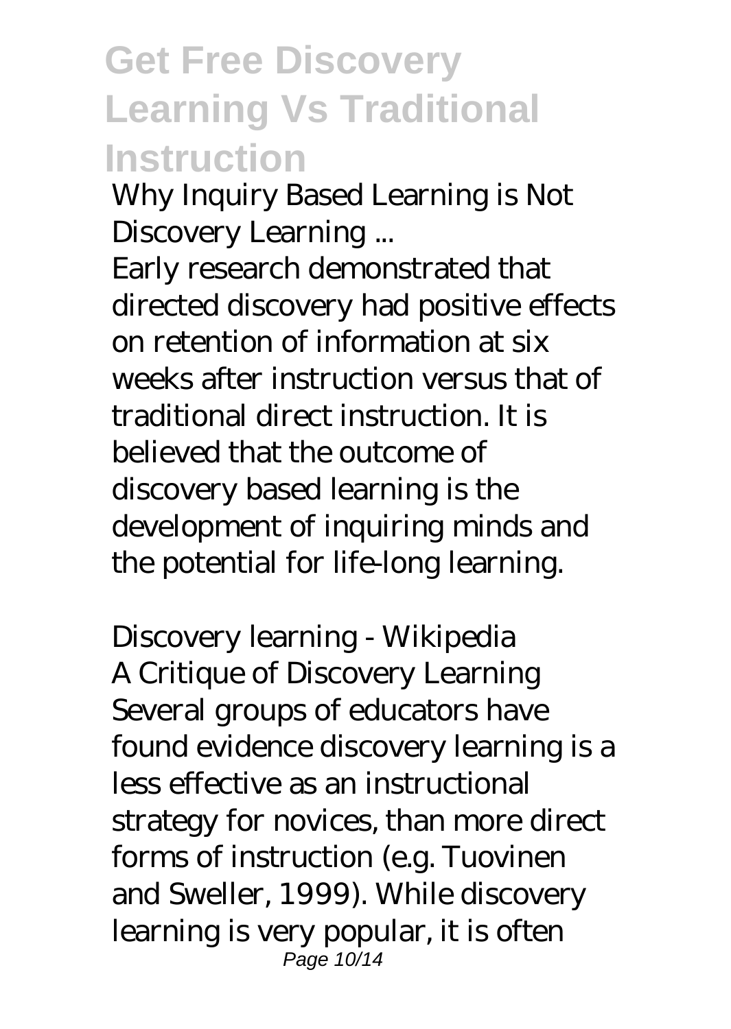*Why Inquiry Based Learning is Not Discovery Learning ...*

Early research demonstrated that directed discovery had positive effects on retention of information at six weeks after instruction versus that of traditional direct instruction. It is believed that the outcome of discovery based learning is the development of inquiring minds and the potential for life-long learning.

*Discovery learning - Wikipedia*

A Critique of Discovery Learning Several groups of educators have found evidence discovery learning is a less effective as an instructional strategy for novices, than more direct forms of instruction (e.g. Tuovinen and Sweller, 1999). While discovery learning is very popular, it is often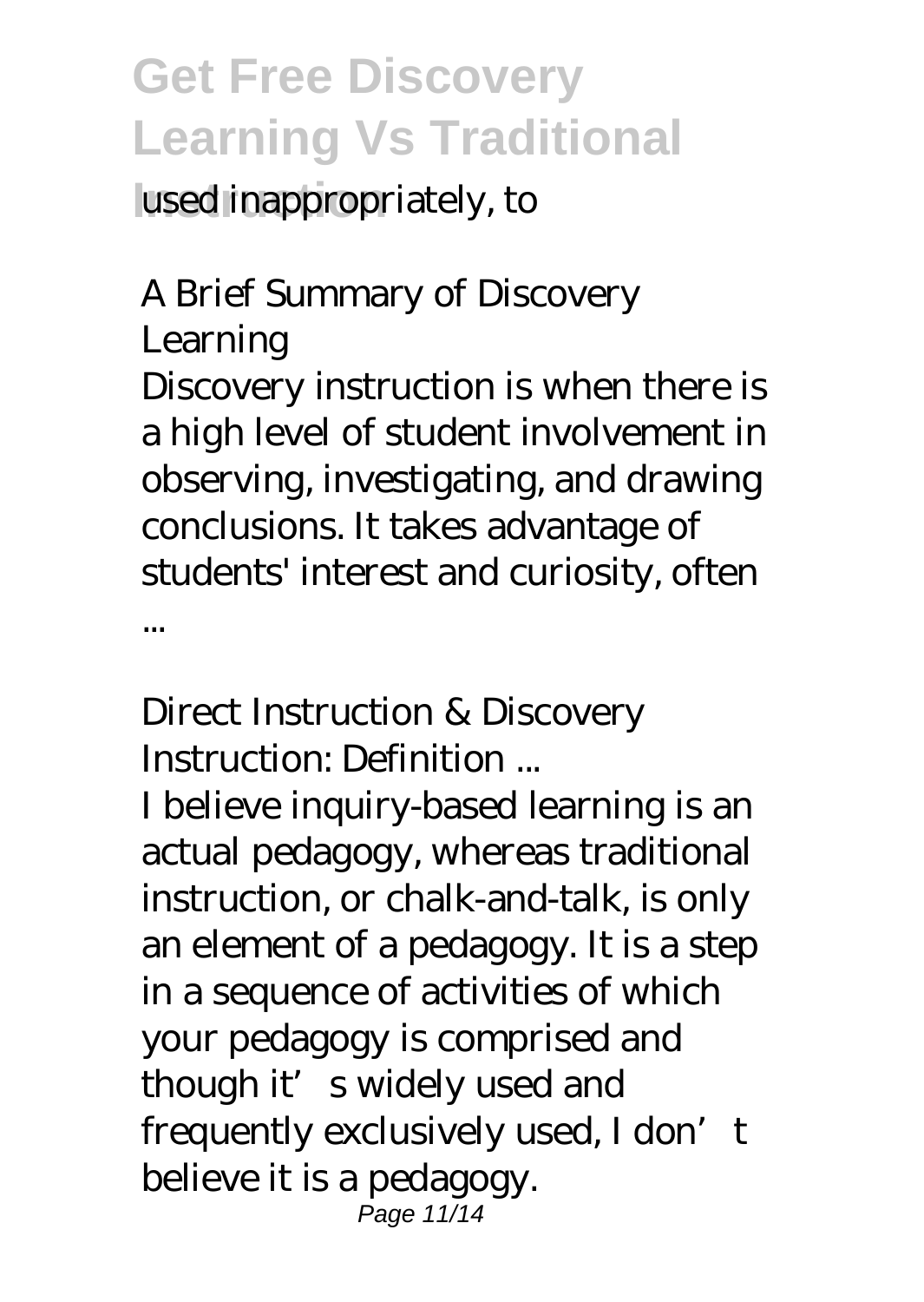used inappropriately, to

### A Brief Summary of Discovery Learning

Discovery instruction is when there is a high level of student involvement in observing, investigating, and drawing conclusions. It takes advantage of students' interest and curiosity, often ...

### Direct Instruction & Discovery Instruction: Definition ...

I believe inquiry-based learning is an actual pedagogy, whereas traditional instruction, or chalk-and-talk, is only an element of a pedagogy. It is a step in a sequence of activities of which your pedagogy is comprised and though it's widely used and frequently exclusively used, I don't believe it is a pedagogy.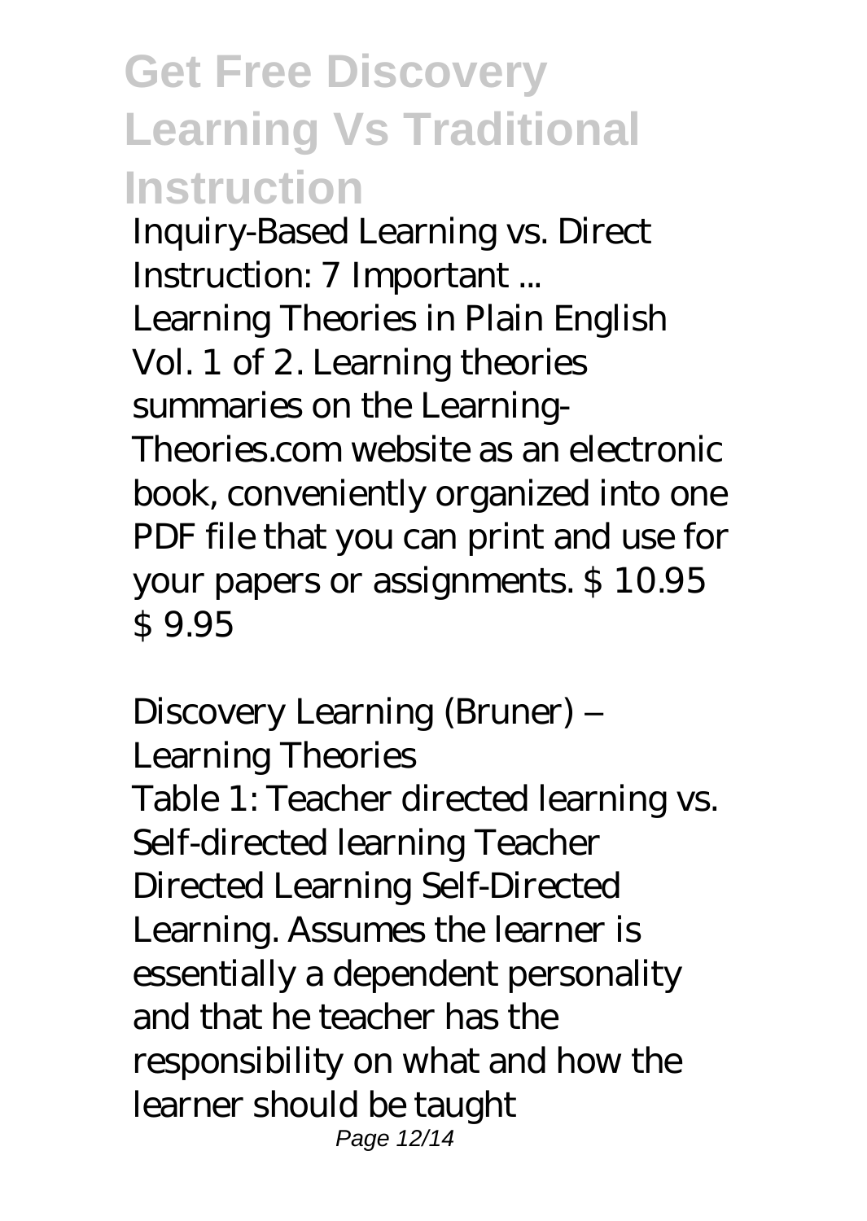*Inquiry-Based Learning vs. Direct Instruction: 7 Important ...*

Learning Theories in Plain English Vol. 1 of 2. Learning theories summaries on the Learning-Theories.com website as an electronic book, conveniently organized into one PDF file that you can print and use for your papers or assignments. $ 10.95 $ 9.95

*Discovery Learning (Bruner) – Learning Theories*

Table 1: Teacher directed learning vs. Self-directed learning Teacher Directed Learning Self-Directed Learning. Assumes the learner is essentially a dependent personality and that he teacher has the responsibility on what and how the learner should be taught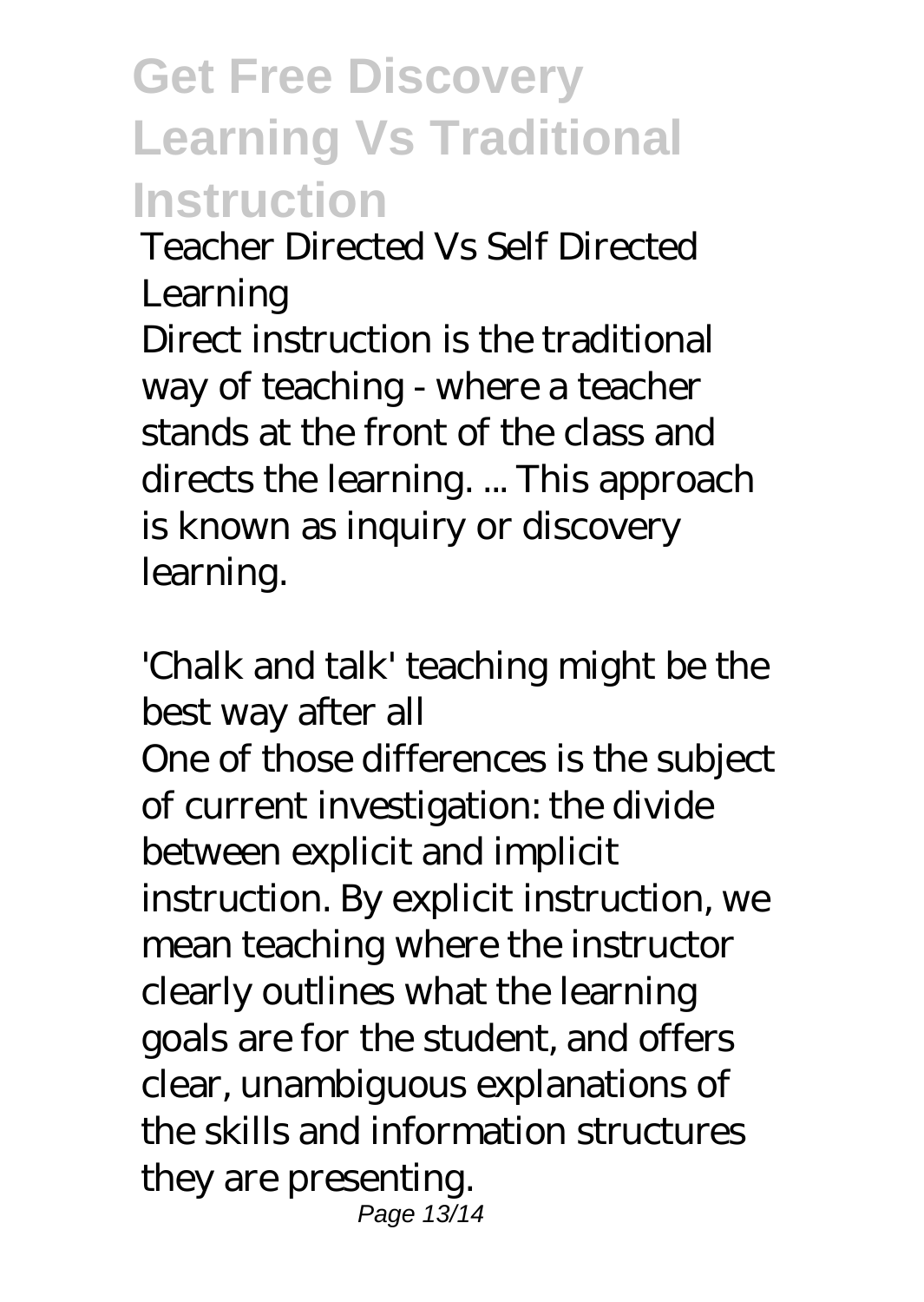*Teacher Directed Vs Self Directed Learning*

Direct instruction is the traditional way of teaching - where a teacher stands at the front of the class and directs the learning. ... This approach is known as inquiry or discovery learning.

*'Chalk and talk' teaching might be the best way after all*

One of those differences is the subject of current investigation: the divide between explicit and implicit instruction. By explicit instruction, we mean teaching where the instructor clearly outlines what the learning goals are for the student, and offers clear, unambiguous explanations of the skills and information structures they are presenting.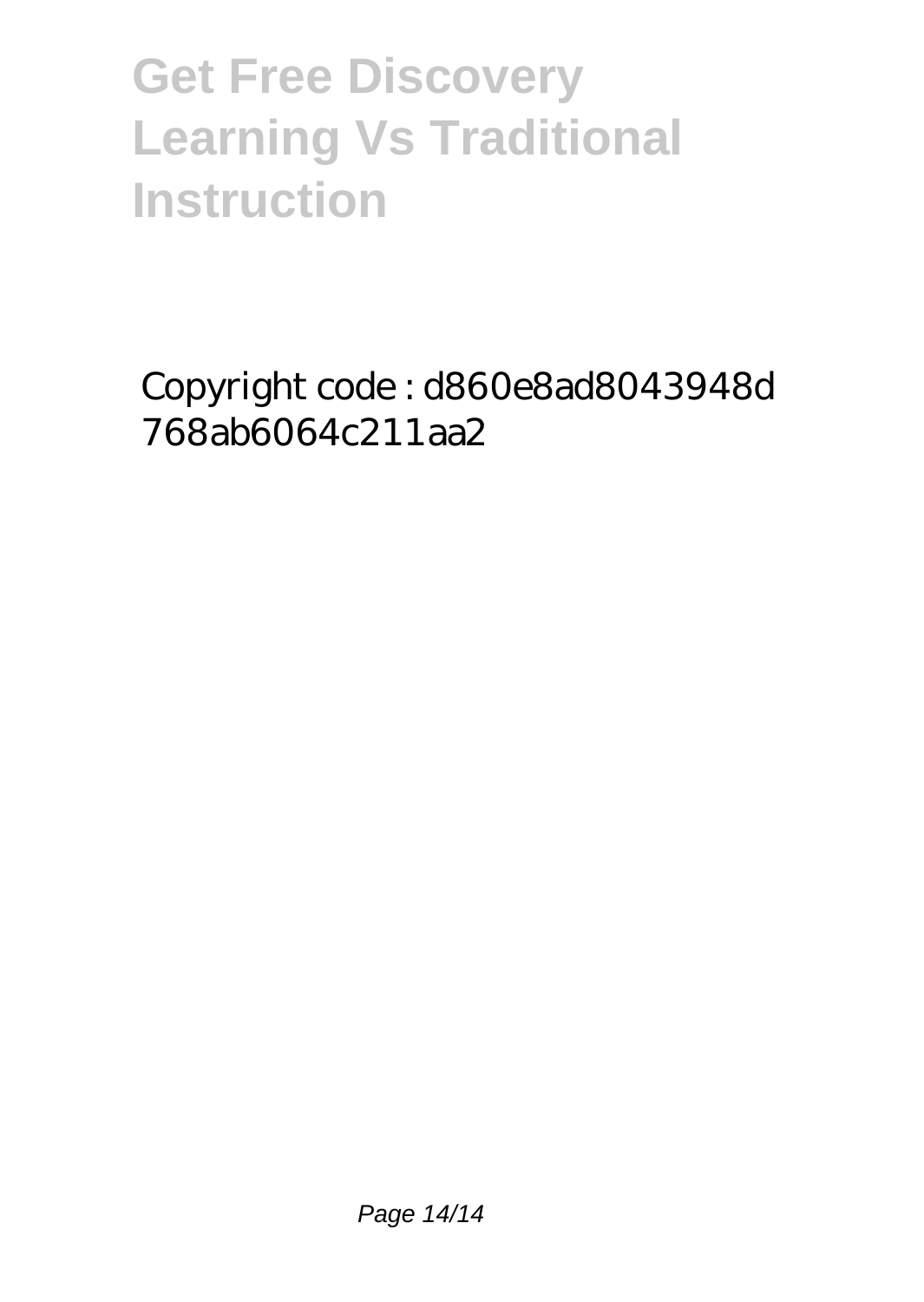Copyright code : d860e8ad8043948d768ab6064c211aa2